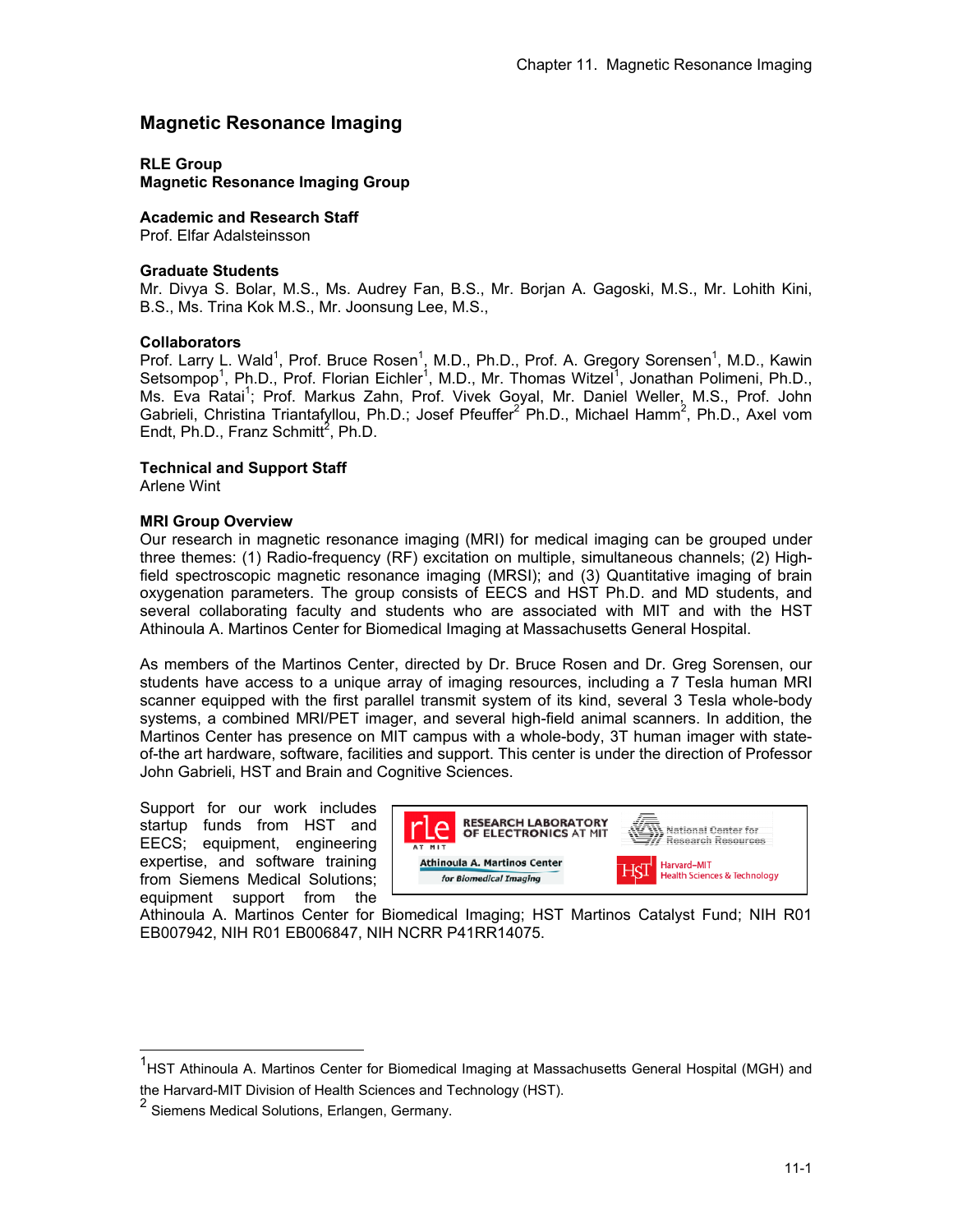# Magnetic Resonance Imaging

**RLE Group**
**Magnetic Resonance Imaging Group**

**Academic and Research Staff**
Prof. Elfar Adalsteinsson

**Graduate Students**
Mr. Divya S. Bolar, M.S., Ms. Audrey Fan, B.S., Mr. Borjan A. Gagoski, M.S., Mr. Lohith Kini, B.S., Ms. Trina Kok M.S., Mr. Joonsung Lee, M.S.,

**Collaborators**
Prof. Larry L. Wald[1], Prof. Bruce Rosen[1], M.D., Ph.D., Prof. A. Gregory Sorensen[1], M.D., Kawin Setsompop[1], Ph.D., Prof. Florian Eichler[1], M.D., Mr. Thomas Witzel[1], Jonathan Polimeni, Ph.D., Ms. Eva Ratai[1]; Prof. Markus Zahn, Prof. Vivek Goyal, Mr. Daniel Weller, M.S., Prof. John Gabrieli, Christina Triantafyllou, Ph.D.; Josef Pfeuffer[2] Ph.D., Michael Hamm[2], Ph.D., Axel vom Endt, Ph.D., Franz Schmitt[2], Ph.D.

**Technical and Support Staff**
Arlene Wint

**MRI Group Overview**
Our research in magnetic resonance imaging (MRI) for medical imaging can be grouped under three themes: (1) Radio-frequency (RF) excitation on multiple, simultaneous channels; (2) High-field spectroscopic magnetic resonance imaging (MRSI); and (3) Quantitative imaging of brain oxygenation parameters. The group consists of EECS and HST Ph.D. and MD students, and several collaborating faculty and students who are associated with MIT and with the HST Athinoula A. Martinos Center for Biomedical Imaging at Massachusetts General Hospital.

As members of the Martinos Center, directed by Dr. Bruce Rosen and Dr. Greg Sorensen, our students have access to a unique array of imaging resources, including a 7 Tesla human MRI scanner equipped with the first parallel transmit system of its kind, several 3 Tesla whole-body systems, a combined MRI/PET imager, and several high-field animal scanners. In addition, the Martinos Center has presence on MIT campus with a whole-body, 3T human imager with state-of-the art hardware, software, facilities and support. This center is under the direction of Professor John Gabrieli, HST and Brain and Cognitive Sciences.

Support for our work includes startup funds from HST and EECS; equipment, engineering expertise, and software training from Siemens Medical Solutions; equipment support from the Athinoula A. Martinos Center for Biomedical Imaging; HST Martinos Catalyst Fund; NIH R01 EB007942, NIH R01 EB006847, NIH NCRR P41RR14075.

RESEARCH LABORATORY OF ELECTRONICS AT MIT | National Center for Research Resources | Athinoula A. Martinos Center for Biomedical Imaging | Harvard–MIT Health Sciences & Technology

---

[1] HST Athinoula A. Martinos Center for Biomedical Imaging at Massachusetts General Hospital (MGH) and the Harvard-MIT Division of Health Sciences and Technology (HST).

[2] Siemens Medical Solutions, Erlangen, Germany.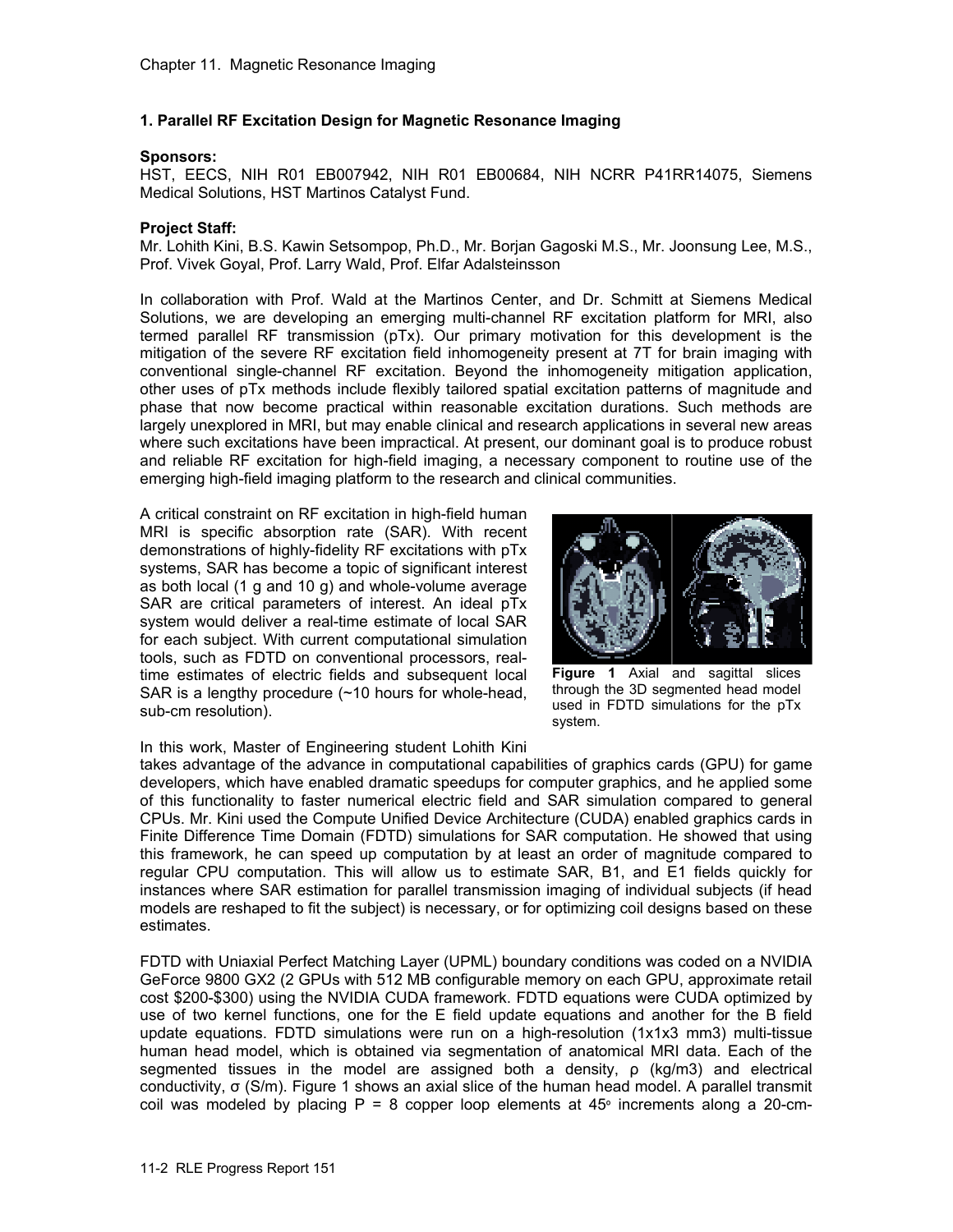## 1. Parallel RF Excitation Design for Magnetic Resonance Imaging

**Sponsors:**
HST, EECS, NIH R01 EB007942, NIH R01 EB00684, NIH NCRR P41RR14075, Siemens Medical Solutions, HST Martinos Catalyst Fund.

**Project Staff:**
Mr. Lohith Kini, B.S. Kawin Setsompop, Ph.D., Mr. Borjan Gagoski M.S., Mr. Joonsung Lee, M.S., Prof. Vivek Goyal, Prof. Larry Wald, Prof. Elfar Adalsteinsson

In collaboration with Prof. Wald at the Martinos Center, and Dr. Schmitt at Siemens Medical Solutions, we are developing an emerging multi-channel RF excitation platform for MRI, also termed parallel RF transmission (pTx). Our primary motivation for this development is the mitigation of the severe RF excitation field inhomogeneity present at 7T for brain imaging with conventional single-channel RF excitation. Beyond the inhomogeneity mitigation application, other uses of pTx methods include flexibly tailored spatial excitation patterns of magnitude and phase that now become practical within reasonable excitation durations. Such methods are largely unexplored in MRI, but may enable clinical and research applications in several new areas where such excitations have been impractical. At present, our dominant goal is to produce robust and reliable RF excitation for high-field imaging, a necessary component to routine use of the emerging high-field imaging platform to the research and clinical communities.

A critical constraint on RF excitation in high-field human MRI is specific absorption rate (SAR). With recent demonstrations of highly-fidelity RF excitations with pTx systems, SAR has become a topic of significant interest as both local (1 g and 10 g) and whole-volume average SAR are critical parameters of interest. An ideal pTx system would deliver a real-time estimate of local SAR for each subject. With current computational simulation tools, such as FDTD on conventional processors, real-time estimates of electric fields and subsequent local SAR is a lengthy procedure (~10 hours for whole-head, sub-cm resolution).

**Figure 1** Axial and sagittal slices through the 3D segmented head model used in FDTD simulations for the pTx system.

In this work, Master of Engineering student Lohith Kini takes advantage of the advance in computational capabilities of graphics cards (GPU) for game developers, which have enabled dramatic speedups for computer graphics, and he applied some of this functionality to faster numerical electric field and SAR simulation compared to general CPUs. Mr. Kini used the Compute Unified Device Architecture (CUDA) enabled graphics cards in Finite Difference Time Domain (FDTD) simulations for SAR computation. He showed that using this framework, he can speed up computation by at least an order of magnitude compared to regular CPU computation. This will allow us to estimate SAR, B1, and E1 fields quickly for instances where SAR estimation for parallel transmission imaging of individual subjects (if head models are reshaped to fit the subject) is necessary, or for optimizing coil designs based on these estimates.

FDTD with Uniaxial Perfect Matching Layer (UPML) boundary conditions was coded on a NVIDIA GeForce 9800 GX2 (2 GPUs with 512 MB configurable memory on each GPU, approximate retail cost \$200-\$300) using the NVIDIA CUDA framework. FDTD equations were CUDA optimized by use of two kernel functions, one for the E field update equations and another for the B field update equations. FDTD simulations were run on a high-resolution (1x1x3 mm3) multi-tissue human head model, which is obtained via segmentation of anatomical MRI data. Each of the segmented tissues in the model are assigned both a density, ρ (kg/m3) and electrical conductivity, σ (S/m). Figure 1 shows an axial slice of the human head model. A parallel transmit coil was modeled by placing P = 8 copper loop elements at 45° increments along a 20-cm-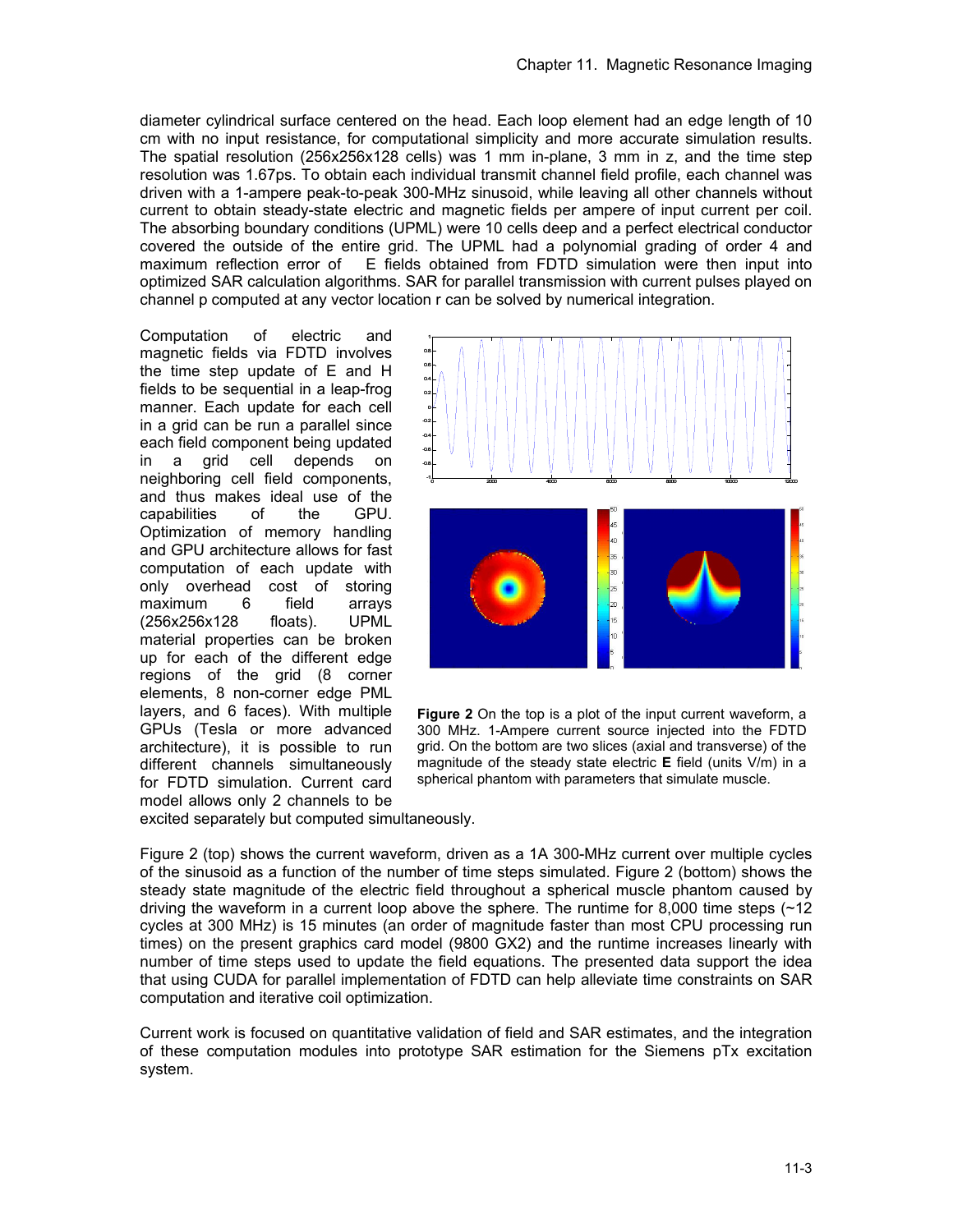diameter cylindrical surface centered on the head. Each loop element had an edge length of 10 cm with no input resistance, for computational simplicity and more accurate simulation results. The spatial resolution (256x256x128 cells) was 1 mm in-plane, 3 mm in z, and the time step resolution was 1.67ps. To obtain each individual transmit channel field profile, each channel was driven with a 1-ampere peak-to-peak 300-MHz sinusoid, while leaving all other channels without current to obtain steady-state electric and magnetic fields per ampere of input current per coil. The absorbing boundary conditions (UPML) were 10 cells deep and a perfect electrical conductor covered the outside of the entire grid. The UPML had a polynomial grading of order 4 and maximum reflection error of E fields obtained from FDTD simulation were then input into optimized SAR calculation algorithms. SAR for parallel transmission with current pulses played on channel p computed at any vector location r can be solved by numerical integration.

Computation of electric and magnetic fields via FDTD involves the time step update of E and H fields to be sequential in a leap-frog manner. Each update for each cell in a grid can be run a parallel since each field component being updated in a grid cell depends on neighboring cell field components, and thus makes ideal use of the capabilities of the GPU. Optimization of memory handling and GPU architecture allows for fast computation of each update with only overhead cost of storing maximum 6 field arrays (256x256x128 floats). UPML material properties can be broken up for each of the different edge regions of the grid (8 corner elements, 8 non-corner edge PML layers, and 6 faces). With multiple GPUs (Tesla or more advanced architecture), it is possible to run different channels simultaneously for FDTD simulation. Current card model allows only 2 channels to be excited separately but computed simultaneously.

**Figure 2** On the top is a plot of the input current waveform, a 300 MHz. 1-Ampere current source injected into the FDTD grid. On the bottom are two slices (axial and transverse) of the magnitude of the steady state electric **E** field (units V/m) in a spherical phantom with parameters that simulate muscle.

Figure 2 (top) shows the current waveform, driven as a 1A 300-MHz current over multiple cycles of the sinusoid as a function of the number of time steps simulated. Figure 2 (bottom) shows the steady state magnitude of the electric field throughout a spherical muscle phantom caused by driving the waveform in a current loop above the sphere. The runtime for 8,000 time steps (~12 cycles at 300 MHz) is 15 minutes (an order of magnitude faster than most CPU processing run times) on the present graphics card model (9800 GX2) and the runtime increases linearly with number of time steps used to update the field equations. The presented data support the idea that using CUDA for parallel implementation of FDTD can help alleviate time constraints on SAR computation and iterative coil optimization.

Current work is focused on quantitative validation of field and SAR estimates, and the integration of these computation modules into prototype SAR estimation for the Siemens pTx excitation system.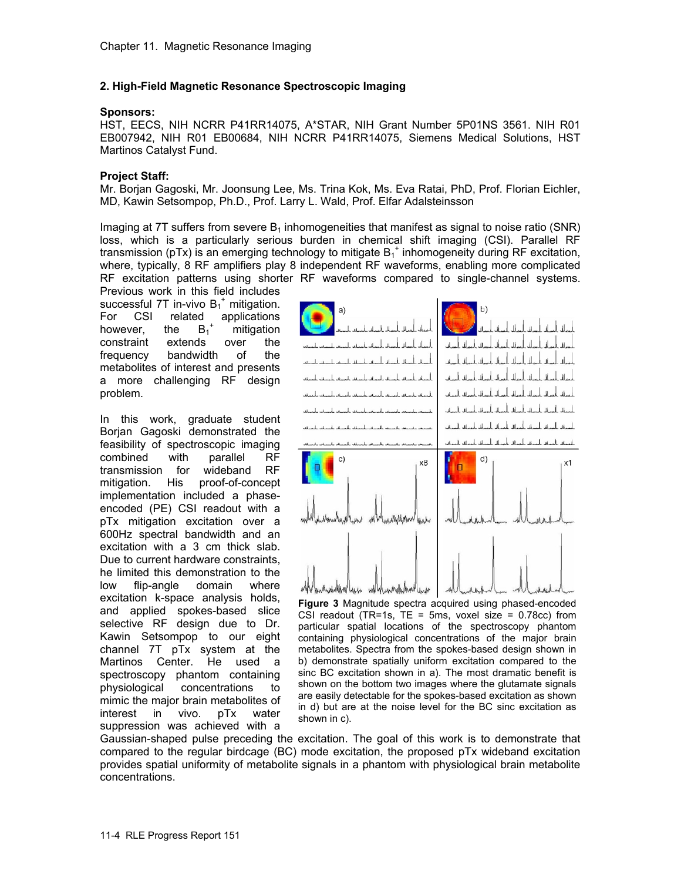## 2. High-Field Magnetic Resonance Spectroscopic Imaging

**Sponsors:**
HST, EECS, NIH NCRR P41RR14075, A*STAR, NIH Grant Number 5P01NS 3561. NIH R01 EB007942, NIH R01 EB00684, NIH NCRR P41RR14075, Siemens Medical Solutions, HST Martinos Catalyst Fund.

**Project Staff:**
Mr. Borjan Gagoski, Mr. Joonsung Lee, Ms. Trina Kok, Ms. Eva Ratai, PhD, Prof. Florian Eichler, MD, Kawin Setsompop, Ph.D., Prof. Larry L. Wald, Prof. Elfar Adalsteinsson

Imaging at 7T suffers from severe $B_1$ inhomogeneities that manifest as signal to noise ratio (SNR) loss, which is a particularly serious burden in chemical shift imaging (CSI). Parallel RF transmission (pTx) is an emerging technology to mitigate $B_1^+$ inhomogeneity during RF excitation, where, typically, 8 RF amplifiers play 8 independent RF waveforms, enabling more complicated RF excitation patterns using shorter RF waveforms compared to single-channel systems. Previous work in this field includes successful 7T in-vivo $B_1^+$ mitigation. For CSI related applications however, the $B_1^+$ mitigation constraint extends over the frequency bandwidth of the metabolites of interest and presents a more challenging RF design problem.

In this work, graduate student Borjan Gagoski demonstrated the feasibility of spectroscopic imaging combined with parallel RF transmission for wideband RF mitigation. His proof-of-concept implementation included a phase-encoded (PE) CSI readout with a pTx mitigation excitation over a 600Hz spectral bandwidth and an excitation with a 3 cm thick slab. Due to current hardware constraints, he limited this demonstration to the low flip-angle domain where excitation k-space analysis holds, and applied spokes-based slice selective RF design due to Dr. Kawin Setsompop to our eight channel 7T pTx system at the Martinos Center. He used a spectroscopy phantom containing physiological concentrations to mimic the major brain metabolites of interest in vivo. pTx water suppression was achieved with a Gaussian-shaped pulse preceding the excitation. The goal of this work is to demonstrate that compared to the regular birdcage (BC) mode excitation, the proposed pTx wideband excitation provides spatial uniformity of metabolite signals in a phantom with physiological brain metabolite concentrations.

**Figure 3** Magnitude spectra acquired using phased-encoded CSI readout (TR=1s, TE = 5ms, voxel size = 0.78cc) from particular spatial locations of the spectroscopy phantom containing physiological concentrations of the major brain metabolites. Spectra from the spokes-based design shown in b) demonstrate spatially uniform excitation compared to the sinc BC excitation shown in a). The most dramatic benefit is shown on the bottom two images where the glutamate signals are easily detectable for the spokes-based excitation as shown in d) but are at the noise level for the BC sinc excitation as shown in c).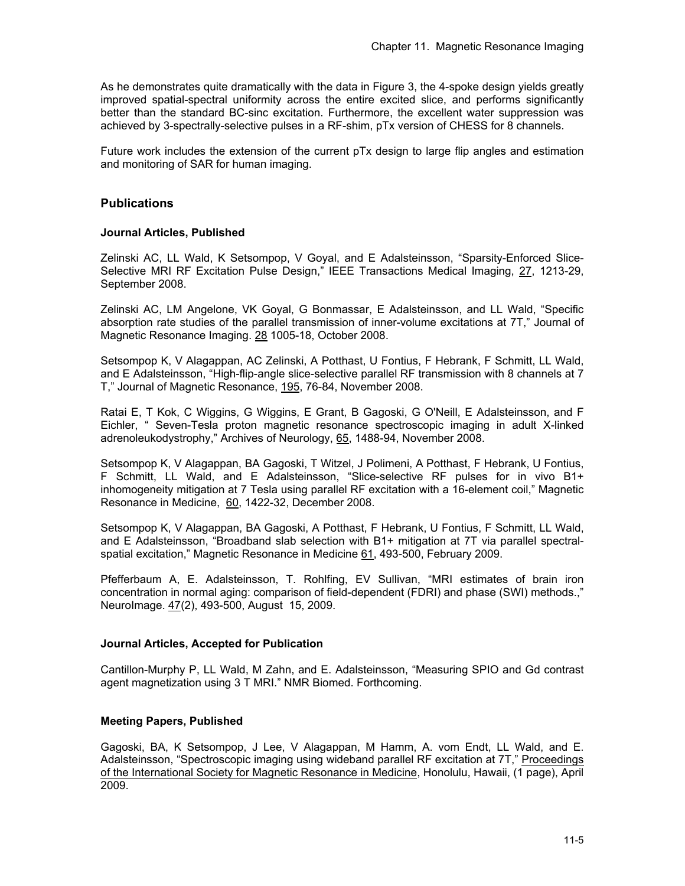As he demonstrates quite dramatically with the data in Figure 3, the 4-spoke design yields greatly improved spatial-spectral uniformity across the entire excited slice, and performs significantly better than the standard BC-sinc excitation. Furthermore, the excellent water suppression was achieved by 3-spectrally-selective pulses in a RF-shim, pTx version of CHESS for 8 channels.

Future work includes the extension of the current pTx design to large flip angles and estimation and monitoring of SAR for human imaging.

## Publications

### Journal Articles, Published

Zelinski AC, LL Wald, K Setsompop, V Goyal, and E Adalsteinsson, "Sparsity-Enforced Slice-Selective MRI RF Excitation Pulse Design," IEEE Transactions Medical Imaging, 27, 1213-29, September 2008.

Zelinski AC, LM Angelone, VK Goyal, G Bonmassar, E Adalsteinsson, and LL Wald, "Specific absorption rate studies of the parallel transmission of inner-volume excitations at 7T," Journal of Magnetic Resonance Imaging. 28 1005-18, October 2008.

Setsompop K, V Alagappan, AC Zelinski, A Potthast, U Fontius, F Hebrank, F Schmitt, LL Wald, and E Adalsteinsson, "High-flip-angle slice-selective parallel RF transmission with 8 channels at 7 T," Journal of Magnetic Resonance, 195, 76-84, November 2008.

Ratai E, T Kok, C Wiggins, G Wiggins, E Grant, B Gagoski, G O'Neill, E Adalsteinsson, and F Eichler, " Seven-Tesla proton magnetic resonance spectroscopic imaging in adult X-linked adrenoleukodystrophy," Archives of Neurology, 65, 1488-94, November 2008.

Setsompop K, V Alagappan, BA Gagoski, T Witzel, J Polimeni, A Potthast, F Hebrank, U Fontius, F Schmitt, LL Wald, and E Adalsteinsson, "Slice-selective RF pulses for in vivo B1+ inhomogeneity mitigation at 7 Tesla using parallel RF excitation with a 16-element coil," Magnetic Resonance in Medicine, 60, 1422-32, December 2008.

Setsompop K, V Alagappan, BA Gagoski, A Potthast, F Hebrank, U Fontius, F Schmitt, LL Wald, and E Adalsteinsson, "Broadband slab selection with B1+ mitigation at 7T via parallel spectral-spatial excitation," Magnetic Resonance in Medicine 61, 493-500, February 2009.

Pfefferbaum A, E. Adalsteinsson, T. Rohlfing, EV Sullivan, "MRI estimates of brain iron concentration in normal aging: comparison of field-dependent (FDRI) and phase (SWI) methods.," NeuroImage. 47(2), 493-500, August 15, 2009.

### Journal Articles, Accepted for Publication

Cantillon-Murphy P, LL Wald, M Zahn, and E. Adalsteinsson, "Measuring SPIO and Gd contrast agent magnetization using 3 T MRI." NMR Biomed. Forthcoming.

### Meeting Papers, Published

Gagoski, BA, K Setsompop, J Lee, V Alagappan, M Hamm, A. vom Endt, LL Wald, and E. Adalsteinsson, "Spectroscopic imaging using wideband parallel RF excitation at 7T," Proceedings of the International Society for Magnetic Resonance in Medicine, Honolulu, Hawaii, (1 page), April 2009.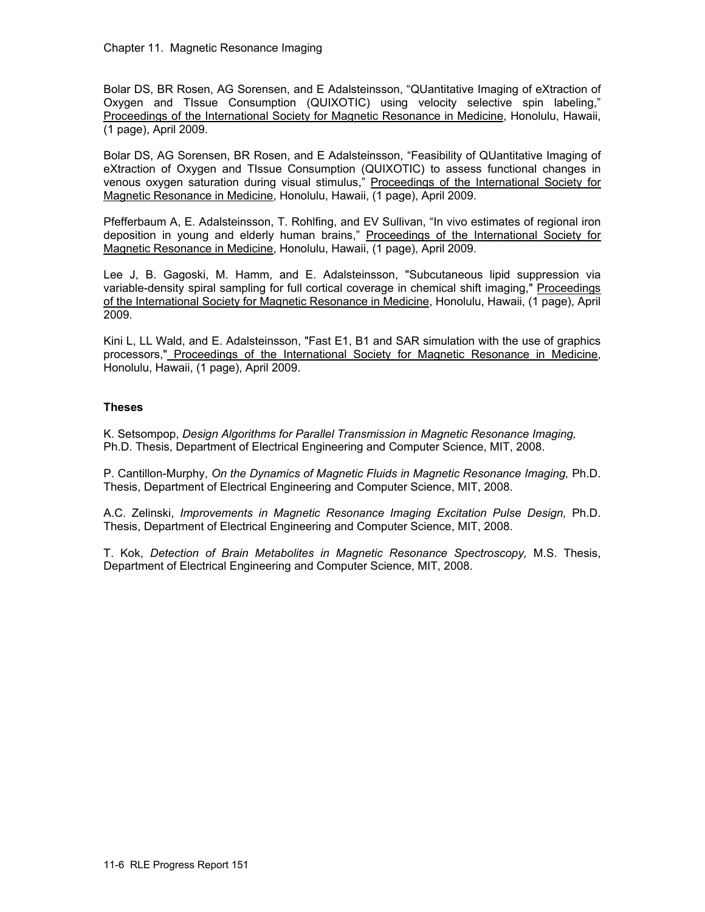Bolar DS, BR Rosen, AG Sorensen, and E Adalsteinsson, “QUantitative Imaging of eXtraction of Oxygen and TIssue Consumption (QUIXOTIC) using velocity selective spin labeling,” Proceedings of the International Society for Magnetic Resonance in Medicine, Honolulu, Hawaii, (1 page), April 2009.

Bolar DS, AG Sorensen, BR Rosen, and E Adalsteinsson, “Feasibility of QUantitative Imaging of eXtraction of Oxygen and TIssue Consumption (QUIXOTIC) to assess functional changes in venous oxygen saturation during visual stimulus,” Proceedings of the International Society for Magnetic Resonance in Medicine, Honolulu, Hawaii, (1 page), April 2009.

Pfefferbaum A, E. Adalsteinsson, T. Rohlfing, and EV Sullivan, “In vivo estimates of regional iron deposition in young and elderly human brains,” Proceedings of the International Society for Magnetic Resonance in Medicine, Honolulu, Hawaii, (1 page), April 2009.

Lee J, B. Gagoski, M. Hamm, and E. Adalsteinsson, "Subcutaneous lipid suppression via variable-density spiral sampling for full cortical coverage in chemical shift imaging," Proceedings of the International Society for Magnetic Resonance in Medicine, Honolulu, Hawaii, (1 page), April 2009.

Kini L, LL Wald, and E. Adalsteinsson, "Fast E1, B1 and SAR simulation with the use of graphics processors," Proceedings of the International Society for Magnetic Resonance in Medicine, Honolulu, Hawaii, (1 page), April 2009.

### Theses

K. Setsompop, *Design Algorithms for Parallel Transmission in Magnetic Resonance Imaging,* Ph.D. Thesis, Department of Electrical Engineering and Computer Science, MIT, 2008.

P. Cantillon-Murphy, *On the Dynamics of Magnetic Fluids in Magnetic Resonance Imaging,* Ph.D. Thesis, Department of Electrical Engineering and Computer Science, MIT, 2008.

A.C. Zelinski, *Improvements in Magnetic Resonance Imaging Excitation Pulse Design,* Ph.D. Thesis, Department of Electrical Engineering and Computer Science, MIT, 2008.

T. Kok, *Detection of Brain Metabolites in Magnetic Resonance Spectroscopy,* M.S. Thesis, Department of Electrical Engineering and Computer Science, MIT, 2008.